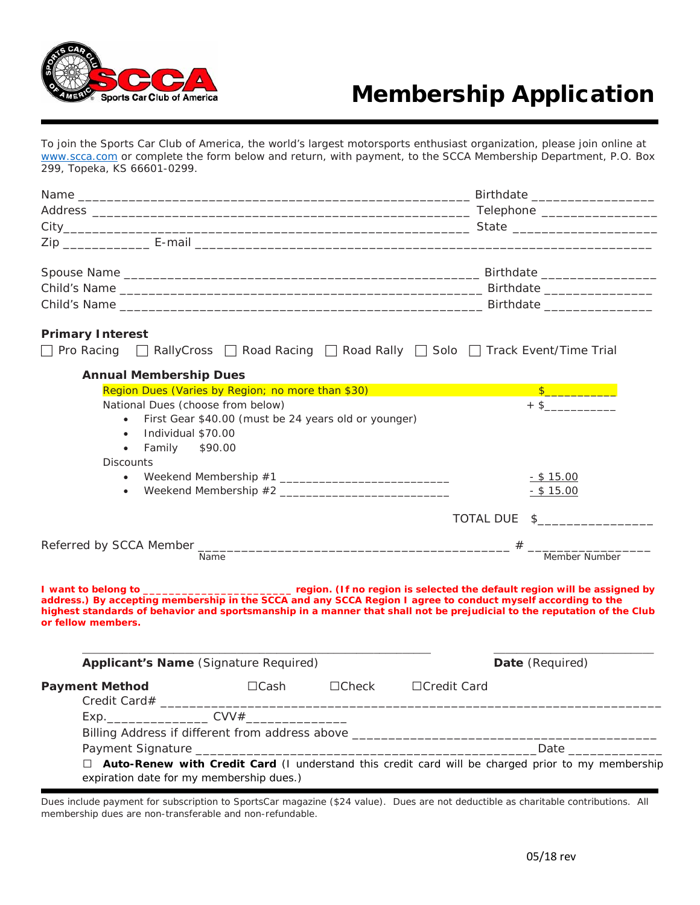# Membership Application

Sports Car Club of America

To join the Sports Car Club of America, the world's largest motorsports enthusiast organization, please join online at www.scca.com or complete the form below and return, with payment, to the SCCA Membership Department, P.O. Box 299, Topeka, KS 66601-0299.

Name ______________________________________________________ Birthdate ________________
Address ____________________________________________________ Telephone _______________
City_________________________________________________________ State ____________________
Zip ____________ E-mail ________________________________________________________________

Spouse Name ________________________________________________ Birthdate _______________
Child's Name ________________________________________________ Birthdate ______________
Child's Name ________________________________________________ Birthdate ______________

**Primary Interest**

☐ Pro Racing ☐ RallyCross ☐ Road Racing ☐ Road Rally ☐ Solo ☐ Track Event/Time Trial

**Annual Membership Dues**

Region Dues (Varies by Region; no more than $30) $___________

National Dues (choose from below) + $___________

- First Gear $40.00 (must be 24 years old or younger)
- Individual $70.00
- Family $90.00

Discounts

- Weekend Membership #1 _________________________ - $ 15.00
- Weekend Membership #2 _________________________ - $ 15.00

TOTAL DUE $________________

Referred by SCCA Member ____________________________________________ # _________________
Name Member Number

**I want to belong to _______________________ region. (If no region is selected the default region will be assigned by address.) By accepting membership in the SCCA and any SCCA Region I agree to conduct myself according to the highest standards of behavior and sportsmanship in a manner that shall not be prejudicial to the reputation of the Club or fellow members.**

_____________________________________________________ _________________________
**Applicant's Name** (Signature Required) **Date** (Required)

**Payment Method** ☐Cash ☐Check ☐Credit Card

Credit Card# ______________________________________________________________________
Exp.______________ CVV#______________
Billing Address if different from address above ___________________________________________
Payment Signature ________________________________________________Date _____________

☐ **Auto-Renew with Credit Card** (I understand this credit card will be charged prior to my membership expiration date for my membership dues.)

Dues include payment for subscription to SportsCar magazine ($24 value). Dues are not deductible as charitable contributions. All membership dues are non-transferable and non-refundable.

05/18 rev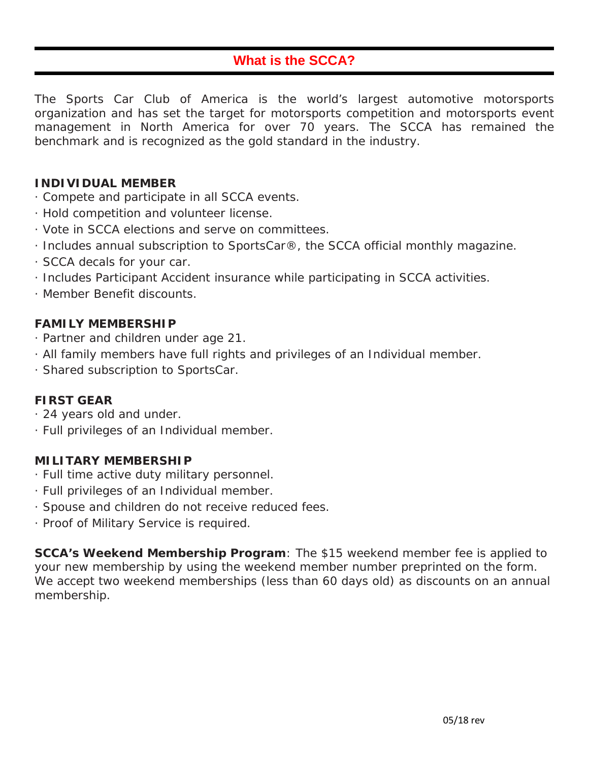## What is the SCCA?

The Sports Car Club of America is the world's largest automotive motorsports organization and has set the target for motorsports competition and motorsports event management in North America for over 70 years. The SCCA has remained the benchmark and is recognized as the gold standard in the industry.

**INDIVIDUAL MEMBER**

- Compete and participate in all SCCA events.
- Hold competition and volunteer license.
- Vote in SCCA elections and serve on committees.
- Includes annual subscription to SportsCar®, the SCCA official monthly magazine.
- SCCA decals for your car.
- Includes Participant Accident insurance while participating in SCCA activities.
- Member Benefit discounts.

**FAMILY MEMBERSHIP**

- Partner and children under age 21.
- All family members have full rights and privileges of an Individual member.
- Shared subscription to SportsCar.

**FIRST GEAR**

- 24 years old and under.
- Full privileges of an Individual member.

**MILITARY MEMBERSHIP**

- Full time active duty military personnel.
- Full privileges of an Individual member.
- Spouse and children do not receive reduced fees.
- Proof of Military Service is required.

**SCCA's Weekend Membership Program**: The $15 weekend member fee is applied to your new membership by using the weekend member number preprinted on the form. We accept two weekend memberships (less than 60 days old) as discounts on an annual membership.

05/18 rev